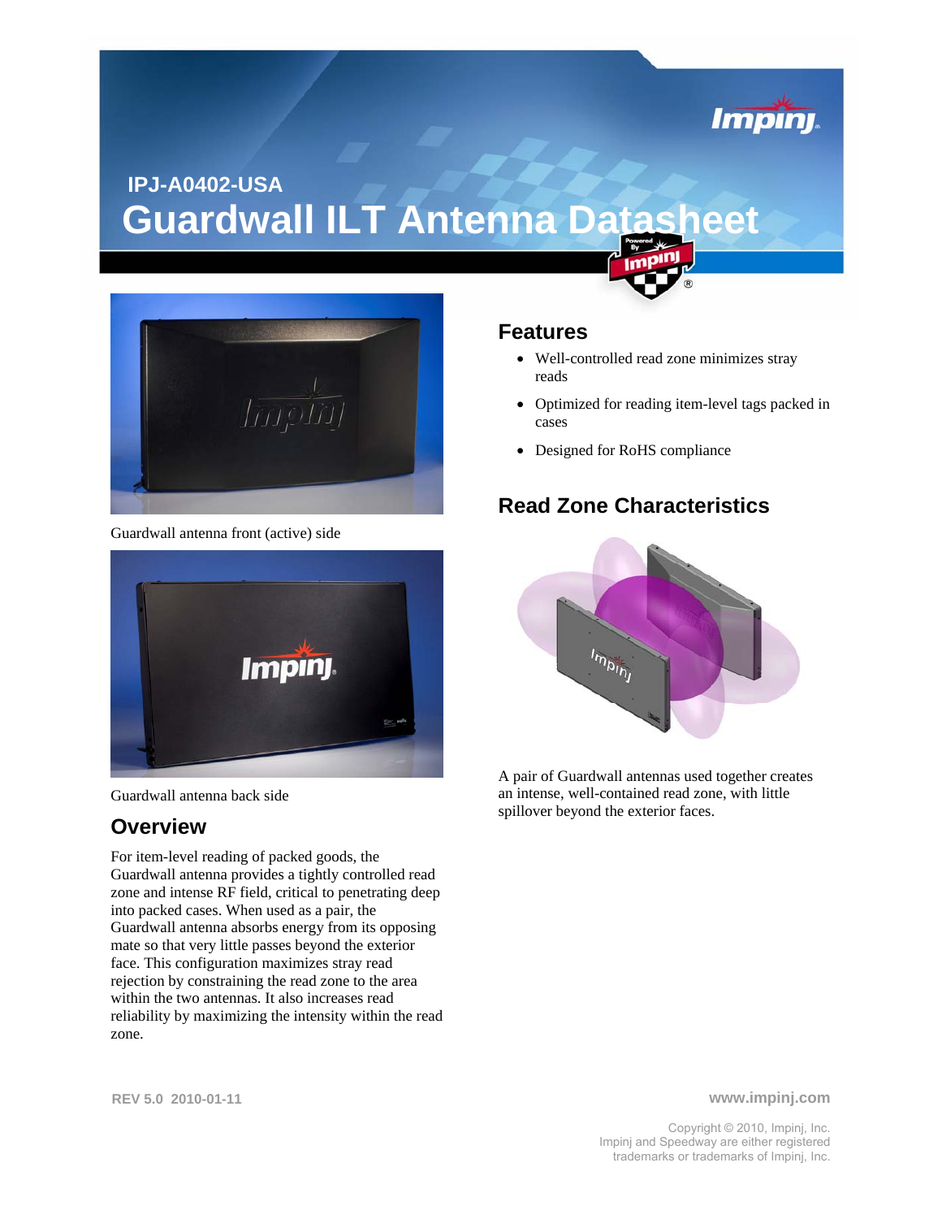IPJ-A0402-USA

# Guardwall ILT Antenna Datasheet

Guardwall antenna front (active) side

Guardwall antenna back side

## Overview

For item-level reading of packed goods, the Guardwall antenna provides a tightly controlled read zone and intense RF field, critical to penetrating deep into packed cases. When used as a pair, the Guardwall antenna absorbs energy from its opposing mate so that very little passes beyond the exterior face. This configuration maximizes stray read rejection by constraining the read zone to the area within the two antennas. It also increases read reliability by maximizing the intensity within the read zone.

## Features

- Well-controlled read zone minimizes stray reads
- Optimized for reading item-level tags packed in cases
- Designed for RoHS compliance

## Read Zone Characteristics

A pair of Guardwall antennas used together creates an intense, well-contained read zone, with little spillover beyond the exterior faces.

REV 5.0 2010-01-11

www.impinj.com

Copyright © 2010, Impinj, Inc.
Impinj and Speedway are either registered trademarks or trademarks of Impinj, Inc.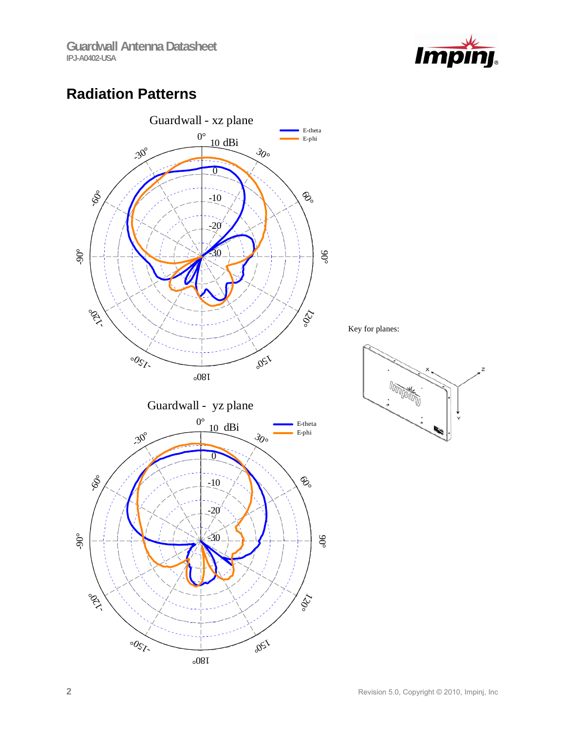## Radiation Patterns

Guardwall - xz plane

E-theta
E-phi

0° 10 dBi

30°, 60°, 90°, 120°, 150°, 180°, -150°, -120°, -90°, -60°, -30°

0, -10, -20, -30

Guardwall - yz plane

E-theta
E-phi

0° 10 dBi

30°, 60°, 90°, 120°, 150°, 180°, -150°, -120°, -90°, -60°, -30°

0, -10, -20, -30

Key for planes: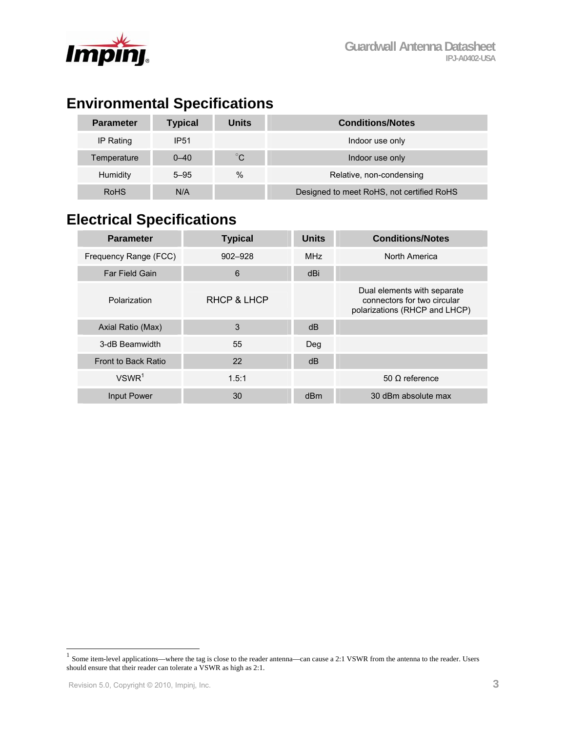## Environmental Specifications

| Parameter | Typical | Units | Conditions/Notes |
|---|---|---|---|
| IP Rating | IP51 | | Indoor use only |
| Temperature | 0–40 | °C | Indoor use only |
| Humidity | 5–95 | % | Relative, non-condensing |
| RoHS | N/A | | Designed to meet RoHS, not certified RoHS |

## Electrical Specifications

| Parameter | Typical | Units | Conditions/Notes |
|---|---|---|---|
| Frequency Range (FCC) | 902–928 | MHz | North America |
| Far Field Gain | 6 | dBi | |
| Polarization | RHCP & LHCP | | Dual elements with separate connectors for two circular polarizations (RHCP and LHCP) |
| Axial Ratio (Max) | 3 | dB | |
| 3-dB Beamwidth | 55 | Deg | |
| Front to Back Ratio | 22 | dB | |
| VSWR[1] | 1.5:1 | | 50 Ω reference |
| Input Power | 30 | dBm | 30 dBm absolute max |

[1] Some item-level applications—where the tag is close to the reader antenna—can cause a 2:1 VSWR from the antenna to the reader. Users should ensure that their reader can tolerate a VSWR as high as 2:1.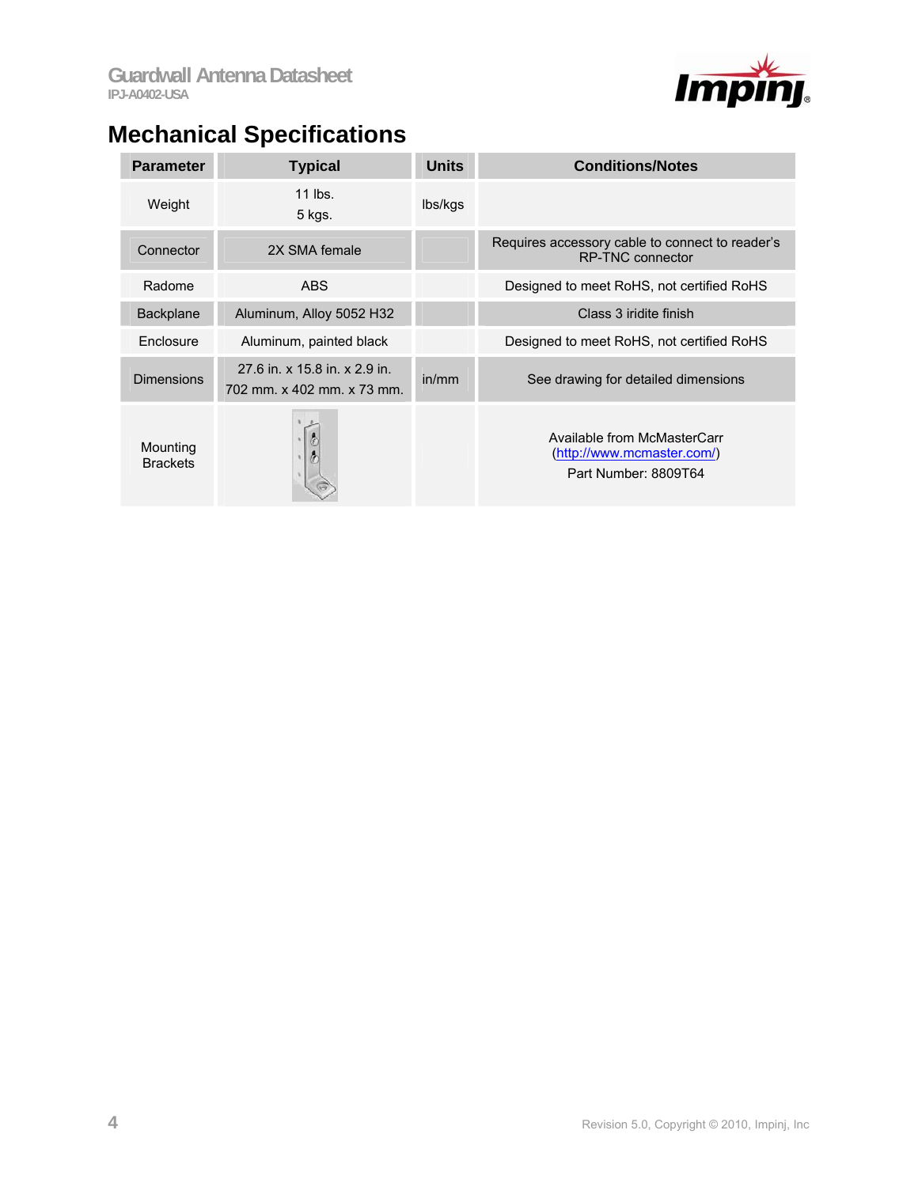## Mechanical Specifications

| Parameter | Typical | Units | Conditions/Notes |
|---|---|---|---|
| Weight | 11 lbs.<br>5 kgs. | lbs/kgs | |
| Connector | 2X SMA female | | Requires accessory cable to connect to reader's RP-TNC connector |
| Radome | ABS | | Designed to meet RoHS, not certified RoHS |
| Backplane | Aluminum, Alloy 5052 H32 | | Class 3 iridite finish |
| Enclosure | Aluminum, painted black | | Designed to meet RoHS, not certified RoHS |
| Dimensions | 27.6 in. x 15.8 in. x 2.9 in.<br>702 mm. x 402 mm. x 73 mm. | in/mm | See drawing for detailed dimensions |
| Mounting Brackets | | | Available from McMasterCarr (http://www.mcmaster.com/)<br>Part Number: 8809T64 |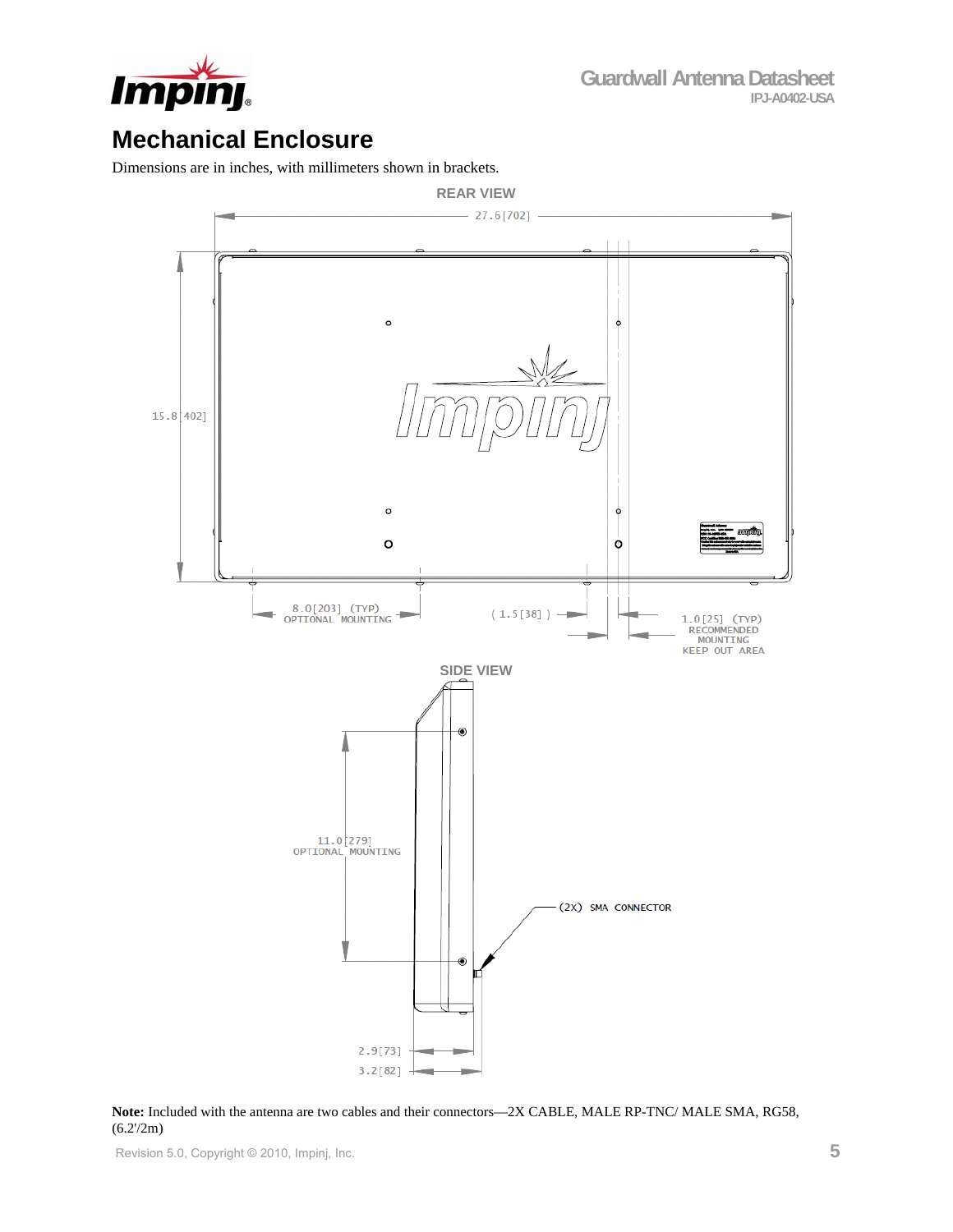## Mechanical Enclosure

Dimensions are in inches, with millimeters shown in brackets.

REAR VIEW

27.6 [702]

15.8 [402]

8.0 [203] (TYP) OPTIONAL MOUNTING

( 1.5 [38] )

1.0 [25] (TYP) RECOMMENDED MOUNTING KEEP OUT AREA

SIDE VIEW

11.0 [279] OPTIONAL MOUNTING

(2X) SMA CONNECTOR

2.9 [73]

3.2 [82]

**Note:** Included with the antenna are two cables and their connectors—2X CABLE, MALE RP-TNC/ MALE SMA, RG58, (6.2'/2m)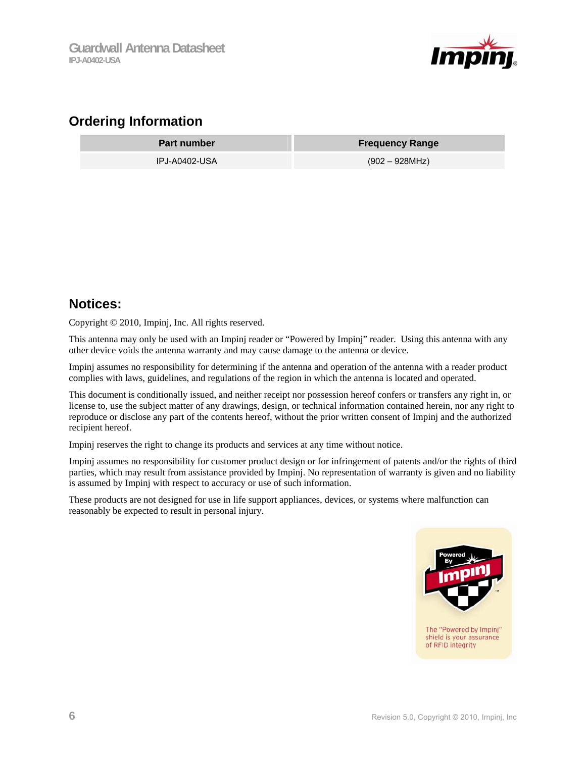## Ordering Information

| Part number | Frequency Range |
| --- | --- |
| IPJ-A0402-USA | (902 – 928MHz) |

## Notices:

Copyright © 2010, Impinj, Inc. All rights reserved.

This antenna may only be used with an Impinj reader or “Powered by Impinj” reader. Using this antenna with any other device voids the antenna warranty and may cause damage to the antenna or device.

Impinj assumes no responsibility for determining if the antenna and operation of the antenna with a reader product complies with laws, guidelines, and regulations of the region in which the antenna is located and operated.

This document is conditionally issued, and neither receipt nor possession hereof confers or transfers any right in, or license to, use the subject matter of any drawings, design, or technical information contained herein, nor any right to reproduce or disclose any part of the contents hereof, without the prior written consent of Impinj and the authorized recipient hereof.

Impinj reserves the right to change its products and services at any time without notice.

Impinj assumes no responsibility for customer product design or for infringement of patents and/or the rights of third parties, which may result from assistance provided by Impinj. No representation of warranty is given and no liability is assumed by Impinj with respect to accuracy or use of such information.

These products are not designed for use in life support appliances, devices, or systems where malfunction can reasonably be expected to result in personal injury.

The “Powered by Impinj” shield is your assurance of RFID integrity